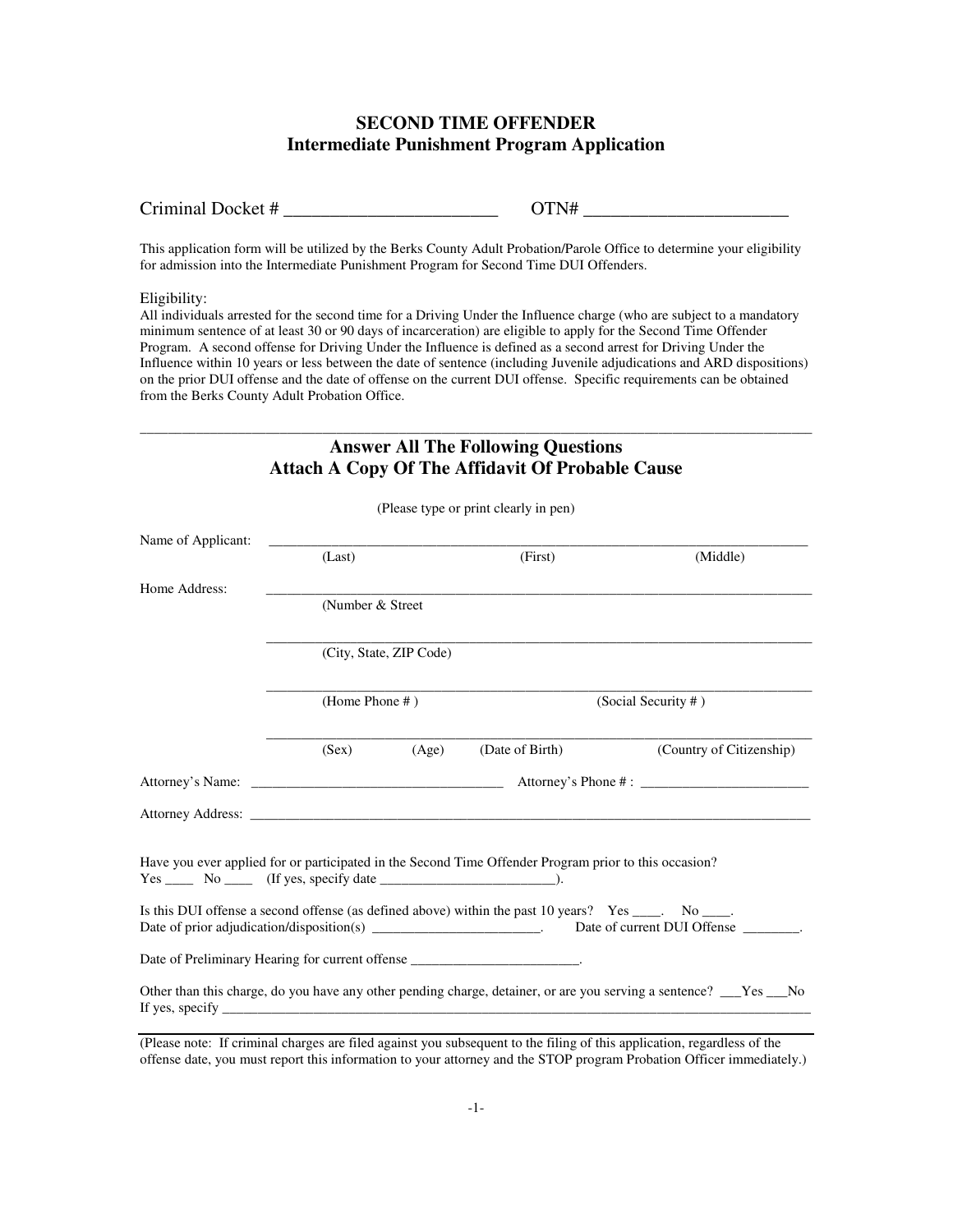# SECOND TIME OFFENDER
## Intermediate Punishment Program Application

Criminal Docket # ________________________ OTN# ______________________

This application form will be utilized by the Berks County Adult Probation/Parole Office to determine your eligibility for admission into the Intermediate Punishment Program for Second Time DUI Offenders.

Eligibility:
All individuals arrested for the second time for a Driving Under the Influence charge (who are subject to a mandatory minimum sentence of at least 30 or 90 days of incarceration) are eligible to apply for the Second Time Offender Program. A second offense for Driving Under the Influence is defined as a second arrest for Driving Under the Influence within 10 years or less between the date of sentence (including Juvenile adjudications and ARD dispositions) on the prior DUI offense and the date of offense on the current DUI offense. Specific requirements can be obtained from the Berks County Adult Probation Office.

---

## Answer All The Following Questions
## Attach A Copy Of The Affidavit Of Probable Cause

(Please type or print clearly in pen)

Name of Applicant: ______________________________________________________________
(Last) (First) (Middle)

Home Address: ______________________________________________________________
(Number & Street

______________________________________________________________
(City, State, ZIP Code)

______________________________________________________________
(Home Phone # ) (Social Security # )

______________________________________________________________
(Sex) (Age) (Date of Birth) (Country of Citizenship)

Attorney's Name: ___________________________________ Attorney's Phone # : ________________________

Attorney Address: ______________________________________________________________

Have you ever applied for or participated in the Second Time Offender Program prior to this occasion?
Yes ____ No ____ (If yes, specify date _________________________).

Is this DUI offense a second offense (as defined above) within the past 10 years? Yes ____. No ____.
Date of prior adjudication/disposition(s) ________________________. Date of current DUI Offense ________.

Date of Preliminary Hearing for current offense ________________________.

Other than this charge, do you have any other pending charge, detainer, or are you serving a sentence? ___Yes ___No
If yes, specify ______________________________________________________________

---

(Please note: If criminal charges are filed against you subsequent to the filing of this application, regardless of the offense date, you must report this information to your attorney and the STOP program Probation Officer immediately.)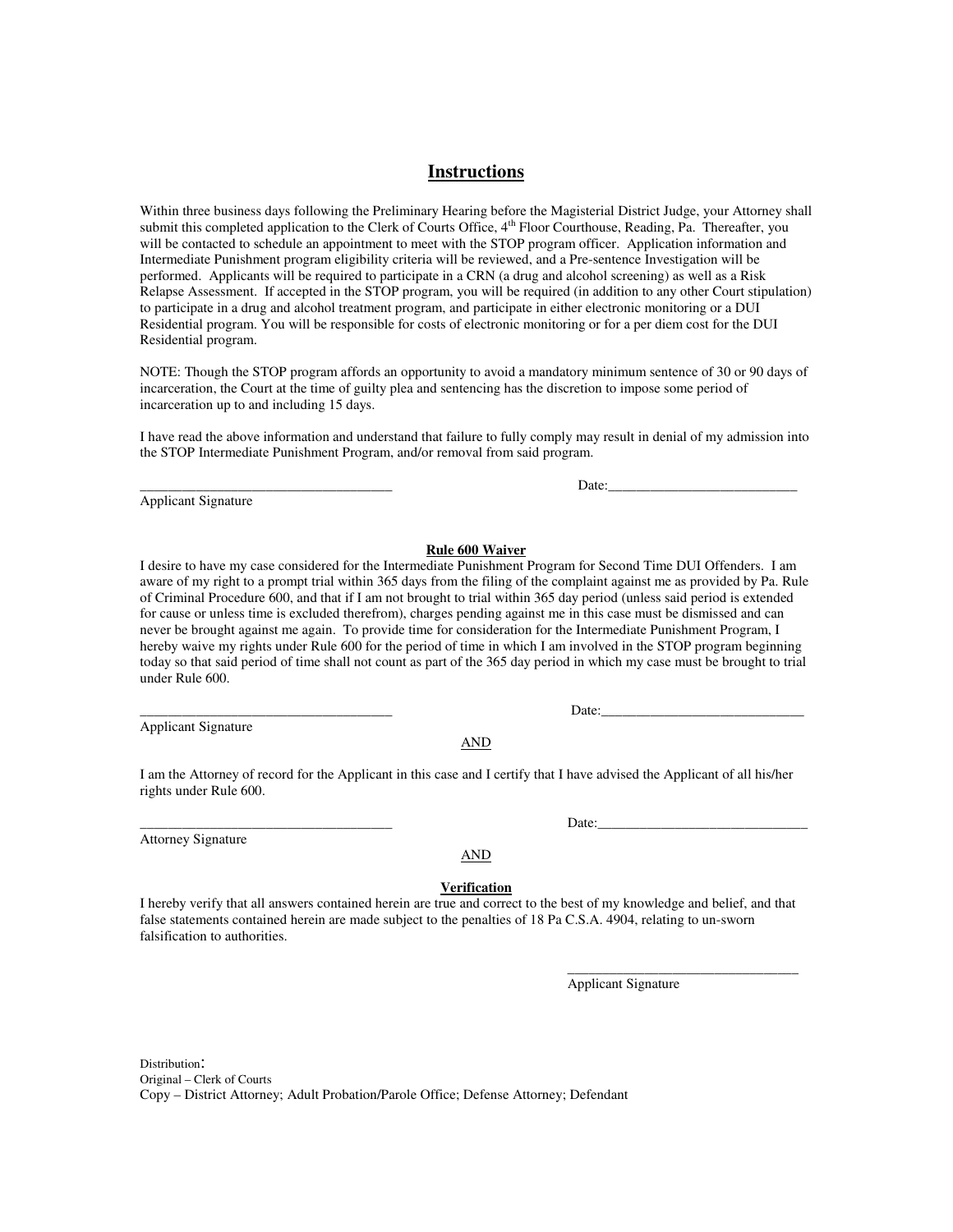## Instructions

Within three business days following the Preliminary Hearing before the Magisterial District Judge, your Attorney shall submit this completed application to the Clerk of Courts Office, 4th Floor Courthouse, Reading, Pa. Thereafter, you will be contacted to schedule an appointment to meet with the STOP program officer. Application information and Intermediate Punishment program eligibility criteria will be reviewed, and a Pre-sentence Investigation will be performed. Applicants will be required to participate in a CRN (a drug and alcohol screening) as well as a Risk Relapse Assessment. If accepted in the STOP program, you will be required (in addition to any other Court stipulation) to participate in a drug and alcohol treatment program, and participate in either electronic monitoring or a DUI Residential program. You will be responsible for costs of electronic monitoring or for a per diem cost for the DUI Residential program.

NOTE: Though the STOP program affords an opportunity to avoid a mandatory minimum sentence of 30 or 90 days of incarceration, the Court at the time of guilty plea and sentencing has the discretion to impose some period of incarceration up to and including 15 days.

I have read the above information and understand that failure to fully comply may result in denial of my admission into the STOP Intermediate Punishment Program, and/or removal from said program.

____________________________________ Date:___________________________

Applicant Signature

**Rule 600 Waiver**

I desire to have my case considered for the Intermediate Punishment Program for Second Time DUI Offenders. I am aware of my right to a prompt trial within 365 days from the filing of the complaint against me as provided by Pa. Rule of Criminal Procedure 600, and that if I am not brought to trial within 365 day period (unless said period is extended for cause or unless time is excluded therefrom), charges pending against me in this case must be dismissed and can never be brought against me again. To provide time for consideration for the Intermediate Punishment Program, I hereby waive my rights under Rule 600 for the period of time in which I am involved in the STOP program beginning today so that said period of time shall not count as part of the 365 day period in which my case must be brought to trial under Rule 600.

____________________________________ Date:_____________________________

Applicant Signature

AND

I am the Attorney of record for the Applicant in this case and I certify that I have advised the Applicant of all his/her rights under Rule 600.

____________________________________ Date:______________________________

Attorney Signature

AND

**Verification**

I hereby verify that all answers contained herein are true and correct to the best of my knowledge and belief, and that false statements contained herein are made subject to the penalties of 18 Pa C.S.A. 4904, relating to un-sworn falsification to authorities.

_________________________________

Applicant Signature

Distribution:
Original – Clerk of Courts
Copy – District Attorney; Adult Probation/Parole Office; Defense Attorney; Defendant